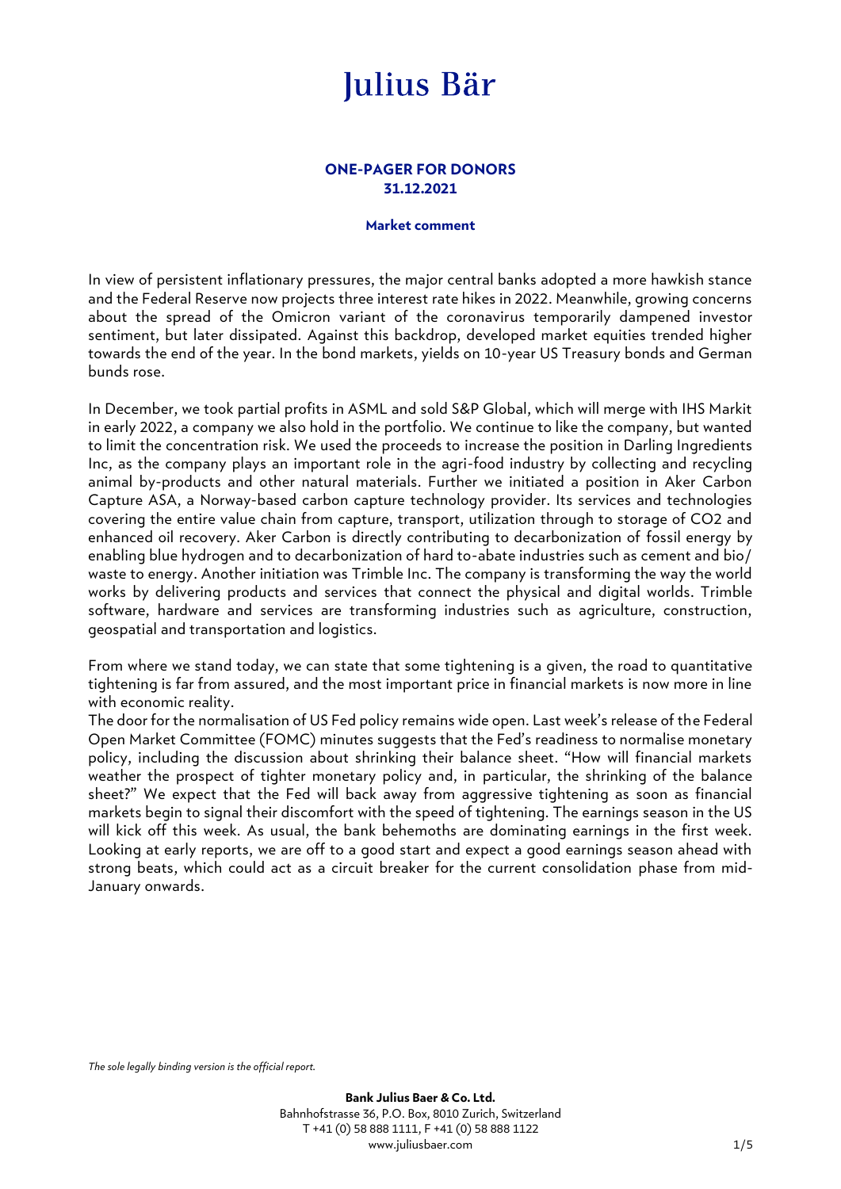# Julius Bär

## ONE-PAGER FOR DONORS
## 31.12.2021

### Market comment

In view of persistent inflationary pressures, the major central banks adopted a more hawkish stance and the Federal Reserve now projects three interest rate hikes in 2022. Meanwhile, growing concerns about the spread of the Omicron variant of the coronavirus temporarily dampened investor sentiment, but later dissipated. Against this backdrop, developed market equities trended higher towards the end of the year. In the bond markets, yields on 10-year US Treasury bonds and German bunds rose.

In December, we took partial profits in ASML and sold S&P Global, which will merge with IHS Markit in early 2022, a company we also hold in the portfolio. We continue to like the company, but wanted to limit the concentration risk. We used the proceeds to increase the position in Darling Ingredients Inc, as the company plays an important role in the agri-food industry by collecting and recycling animal by-products and other natural materials. Further we initiated a position in Aker Carbon Capture ASA, a Norway-based carbon capture technology provider. Its services and technologies covering the entire value chain from capture, transport, utilization through to storage of CO2 and enhanced oil recovery. Aker Carbon is directly contributing to decarbonization of fossil energy by enabling blue hydrogen and to decarbonization of hard to-abate industries such as cement and bio/ waste to energy. Another initiation was Trimble Inc. The company is transforming the way the world works by delivering products and services that connect the physical and digital worlds. Trimble software, hardware and services are transforming industries such as agriculture, construction, geospatial and transportation and logistics.

From where we stand today, we can state that some tightening is a given, the road to quantitative tightening is far from assured, and the most important price in financial markets is now more in line with economic reality.
The door for the normalisation of US Fed policy remains wide open. Last week's release of the Federal Open Market Committee (FOMC) minutes suggests that the Fed's readiness to normalise monetary policy, including the discussion about shrinking their balance sheet. "How will financial markets weather the prospect of tighter monetary policy and, in particular, the shrinking of the balance sheet?" We expect that the Fed will back away from aggressive tightening as soon as financial markets begin to signal their discomfort with the speed of tightening. The earnings season in the US will kick off this week. As usual, the bank behemoths are dominating earnings in the first week. Looking at early reports, we are off to a good start and expect a good earnings season ahead with strong beats, which could act as a circuit breaker for the current consolidation phase from mid-January onwards.

*The sole legally binding version is the official report.*

**Bank Julius Baer & Co. Ltd.**
Bahnhofstrasse 36, P.O. Box, 8010 Zurich, Switzerland
T +41 (0) 58 888 1111, F +41 (0) 58 888 1122
www.juliusbaer.com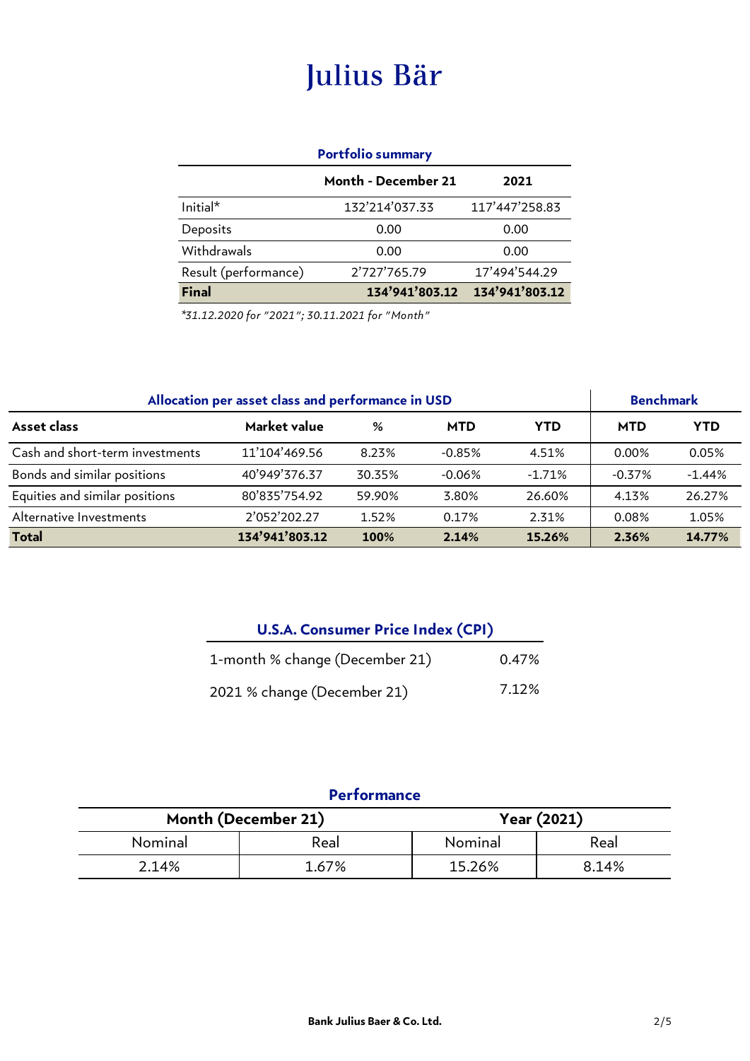# Julius Bär

## Portfolio summary

| | Month - December 21 | 2021 |
|---|---|---|
| Initial* | 132'214'037.33 | 117'447'258.83 |
| Deposits | 0.00 | 0.00 |
| Withdrawals | 0.00 | 0.00 |
| Result (performance) | 2'727'765.79 | 17'494'544.29 |
| **Final** | **134'941'803.12** | **134'941'803.12** |

*\*31.12.2020 for "2021"; 30.11.2021 for "Month"*

## Allocation per asset class and performance in USD

| Asset class | Market value | % | MTD | YTD | Benchmark MTD | Benchmark YTD |
|---|---|---|---|---|---|---|
| Cash and short-term investments | 11'104'469.56 | 8.23% | -0.85% | 4.51% | 0.00% | 0.05% |
| Bonds and similar positions | 40'949'376.37 | 30.35% | -0.06% | -1.71% | -0.37% | -1.44% |
| Equities and similar positions | 80'835'754.92 | 59.90% | 3.80% | 26.60% | 4.13% | 26.27% |
| Alternative Investments | 2'052'202.27 | 1.52% | 0.17% | 2.31% | 0.08% | 1.05% |
| **Total** | **134'941'803.12** | **100%** | **2.14%** | **15.26%** | **2.36%** | **14.77%** |

## U.S.A. Consumer Price Index (CPI)

| | |
|---|---|
| 1-month % change (December 21) | 0.47% |
| 2021 % change (December 21) | 7.12% |

## Performance

| Month (December 21) | | Year (2021) | |
|---|---|---|---|
| Nominal | Real | Nominal | Real |
| 2.14% | 1.67% | 15.26% | 8.14% |

**Bank Julius Baer & Co. Ltd.**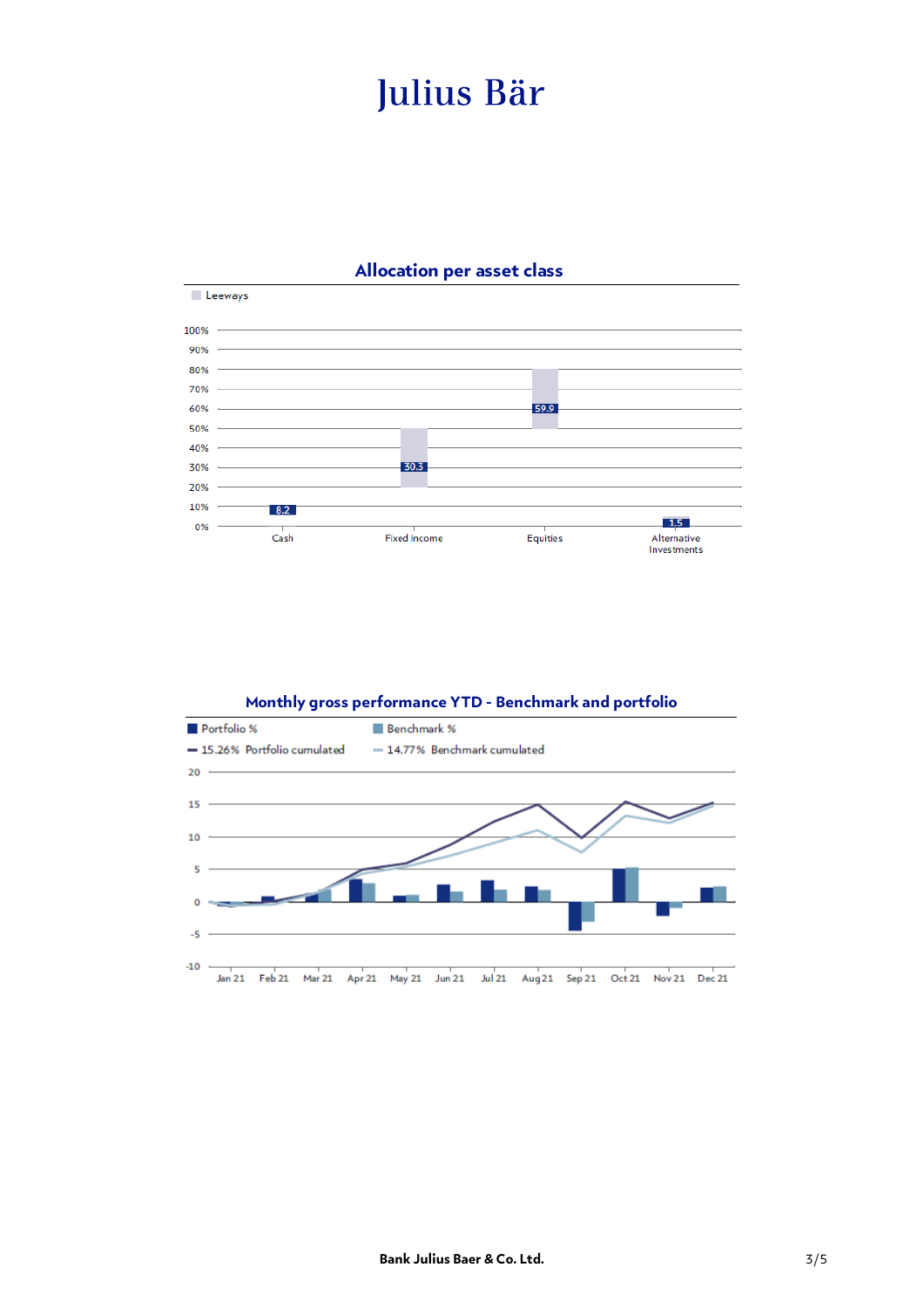# Julius Bär

## Allocation per asset class

Leeways

| Asset class | Allocation (%) |
|---|---|
| Cash | 8.2 |
| Fixed Income | 30.3 |
| Equities | 59.9 |
| Alternative Investments | 1.5 |

## Monthly gross performance YTD - Benchmark and portfolio

- Portfolio %
- Benchmark %
- 15.26% Portfolio cumulated
- 14.77% Benchmark cumulated

Jan 21, Feb 21, Mar 21, Apr 21, May 21, Jun 21, Jul 21, Aug 21, Sep 21, Oct 21, Nov 21, Dec 21

**Bank Julius Baer & Co. Ltd.**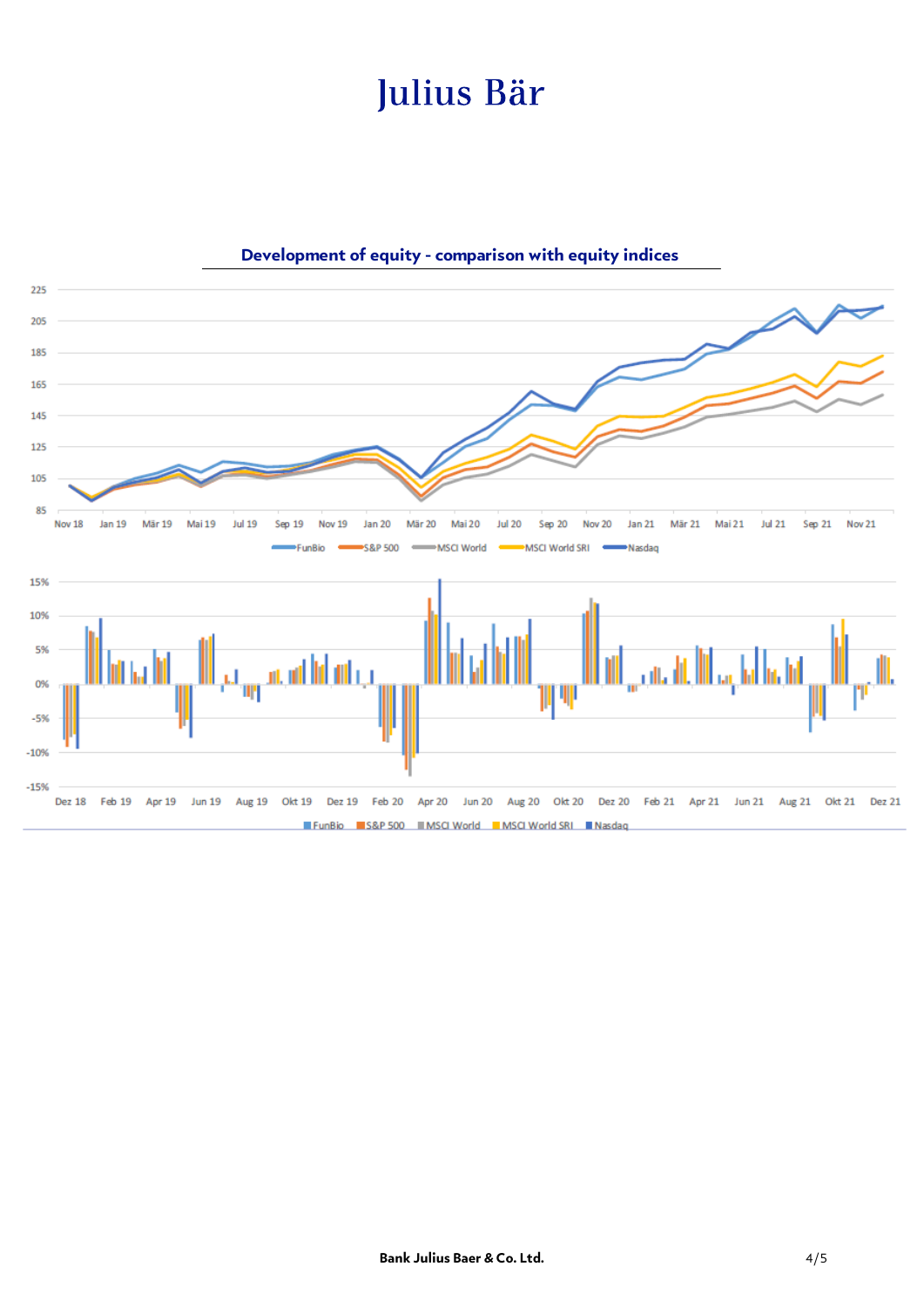## Development of equity - comparison with equity indices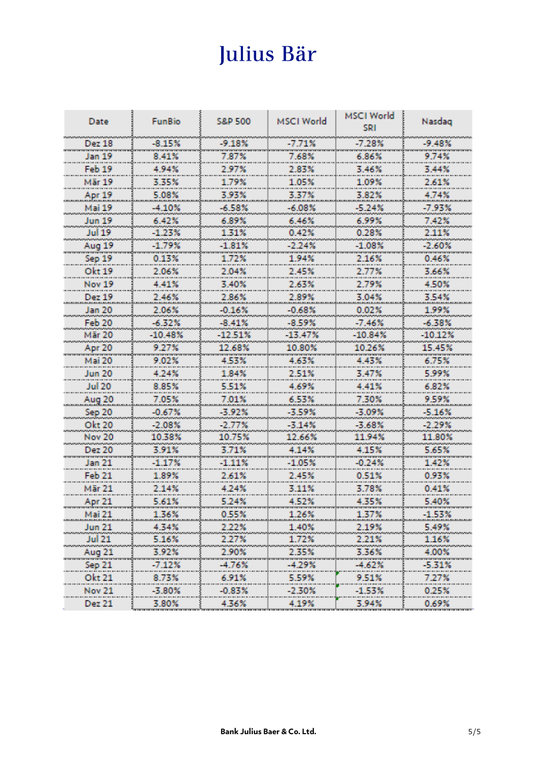# Julius Bär

| Date | FunBio | S&P 500 | MSCI World | MSCI World SRI | Nasdaq |
|---|---|---|---|---|---|
| Dez 18 | -8.15% | -9.18% | -7.71% | -7.28% | -9.48% |
| Jan 19 | 8.41% | 7.87% | 7.68% | 6.86% | 9.74% |
| Feb 19 | 4.94% | 2.97% | 2.83% | 3.46% | 3.44% |
| Mär 19 | 3.35% | 1.79% | 1.05% | 1.09% | 2.61% |
| Apr 19 | 5.08% | 3.93% | 3.37% | 3.82% | 4.74% |
| Mai 19 | -4.10% | -6.58% | -6.08% | -5.24% | -7.93% |
| Jun 19 | 6.42% | 6.89% | 6.46% | 6.99% | 7.42% |
| Jul 19 | -1.23% | 1.31% | 0.42% | 0.28% | 2.11% |
| Aug 19 | -1.79% | -1.81% | -2.24% | -1.08% | -2.60% |
| Sep 19 | 0.13% | 1.72% | 1.94% | 2.16% | 0.46% |
| Okt 19 | 2.06% | 2.04% | 2.45% | 2.77% | 3.66% |
| Nov 19 | 4.41% | 3.40% | 2.63% | 2.79% | 4.50% |
| Dez 19 | 2.46% | 2.86% | 2.89% | 3.04% | 3.54% |
| Jan 20 | 2.06% | -0.16% | -0.68% | 0.02% | 1.99% |
| Feb 20 | -6.32% | -8.41% | -8.59% | -7.46% | -6.38% |
| Mär 20 | -10.48% | -12.51% | -13.47% | -10.84% | -10.12% |
| Apr 20 | 9.27% | 12.68% | 10.80% | 10.26% | 15.45% |
| Mai 20 | 9.02% | 4.53% | 4.63% | 4.43% | 6.75% |
| Jun 20 | 4.24% | 1.84% | 2.51% | 3.47% | 5.99% |
| Jul 20 | 8.85% | 5.51% | 4.69% | 4.41% | 6.82% |
| Aug 20 | 7.05% | 7.01% | 6.53% | 7.30% | 9.59% |
| Sep 20 | -0.67% | -3.92% | -3.59% | -3.09% | -5.16% |
| Okt 20 | -2.08% | -2.77% | -3.14% | -3.68% | -2.29% |
| Nov 20 | 10.38% | 10.75% | 12.66% | 11.94% | 11.80% |
| Dez 20 | 3.91% | 3.71% | 4.14% | 4.15% | 5.65% |
| Jan 21 | -1.17% | -1.11% | -1.05% | -0.24% | 1.42% |
| Feb 21 | 1.89% | 2.61% | 2.45% | 0.51% | 0.93% |
| Mär 21 | 2.14% | 4.24% | 3.11% | 3.78% | 0.41% |
| Apr 21 | 5.61% | 5.24% | 4.52% | 4.35% | 5.40% |
| Mai 21 | 1.36% | 0.55% | 1.26% | 1.37% | -1.53% |
| Jun 21 | 4.34% | 2.22% | 1.40% | 2.19% | 5.49% |
| Jul 21 | 5.16% | 2.27% | 1.72% | 2.21% | 1.16% |
| Aug 21 | 3.92% | 2.90% | 2.35% | 3.36% | 4.00% |
| Sep 21 | -7.12% | -4.76% | -4.29% | -4.62% | -5.31% |
| Okt 21 | 8.73% | 6.91% | 5.59% | 9.51% | 7.27% |
| Nov 21 | -3.80% | -0.83% | -2.30% | -1.53% | 0.25% |
| Dez 21 | 3.80% | 4.36% | 4.19% | 3.94% | 0.69% |

**Bank Julius Baer & Co. Ltd.**